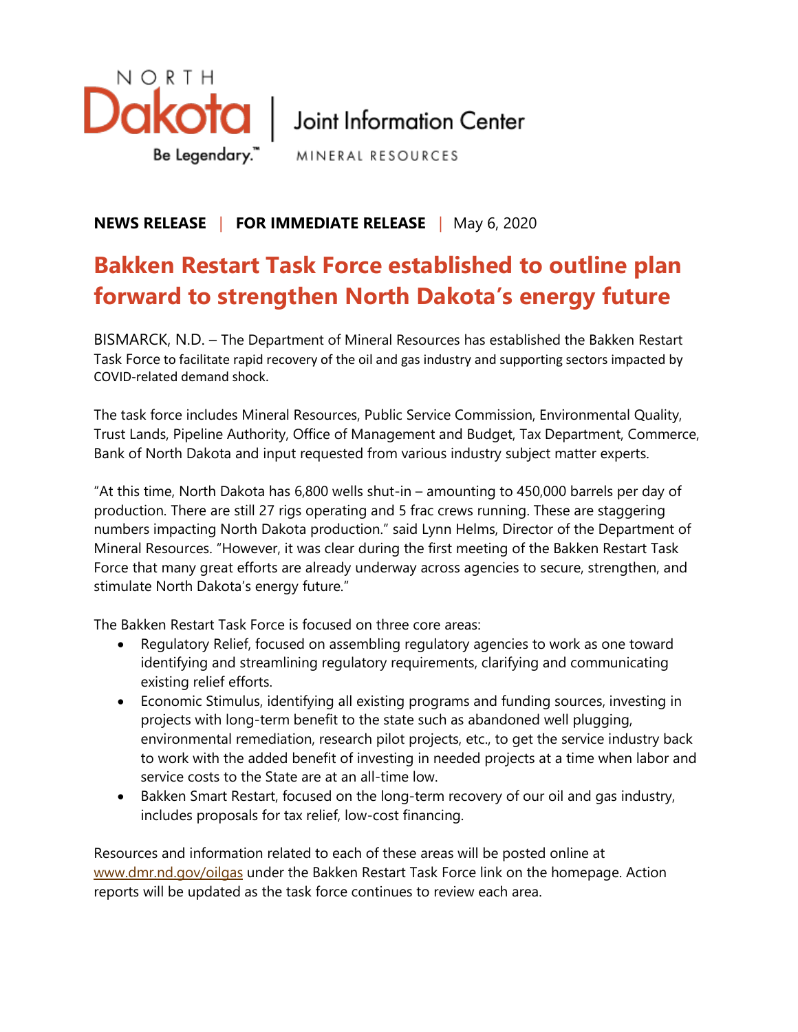North Dakota | Joint Information Center
MINERAL RESOURCES

**NEWS RELEASE** | **FOR IMMEDIATE RELEASE** | May 6, 2020

# Bakken Restart Task Force established to outline plan forward to strengthen North Dakota's energy future

BISMARCK, N.D. – The Department of Mineral Resources has established the Bakken Restart Task Force to facilitate rapid recovery of the oil and gas industry and supporting sectors impacted by COVID-related demand shock.

The task force includes Mineral Resources, Public Service Commission, Environmental Quality, Trust Lands, Pipeline Authority, Office of Management and Budget, Tax Department, Commerce, Bank of North Dakota and input requested from various industry subject matter experts.

"At this time, North Dakota has 6,800 wells shut-in – amounting to 450,000 barrels per day of production. There are still 27 rigs operating and 5 frac crews running. These are staggering numbers impacting North Dakota production." said Lynn Helms, Director of the Department of Mineral Resources. "However, it was clear during the first meeting of the Bakken Restart Task Force that many great efforts are already underway across agencies to secure, strengthen, and stimulate North Dakota's energy future."

The Bakken Restart Task Force is focused on three core areas:

- Regulatory Relief, focused on assembling regulatory agencies to work as one toward identifying and streamlining regulatory requirements, clarifying and communicating existing relief efforts.
- Economic Stimulus, identifying all existing programs and funding sources, investing in projects with long-term benefit to the state such as abandoned well plugging, environmental remediation, research pilot projects, etc., to get the service industry back to work with the added benefit of investing in needed projects at a time when labor and service costs to the State are at an all-time low.
- Bakken Smart Restart, focused on the long-term recovery of our oil and gas industry, includes proposals for tax relief, low-cost financing.

Resources and information related to each of these areas will be posted online at [www.dmr.nd.gov/oilgas](http://www.dmr.nd.gov/oilgas) under the Bakken Restart Task Force link on the homepage. Action reports will be updated as the task force continues to review each area.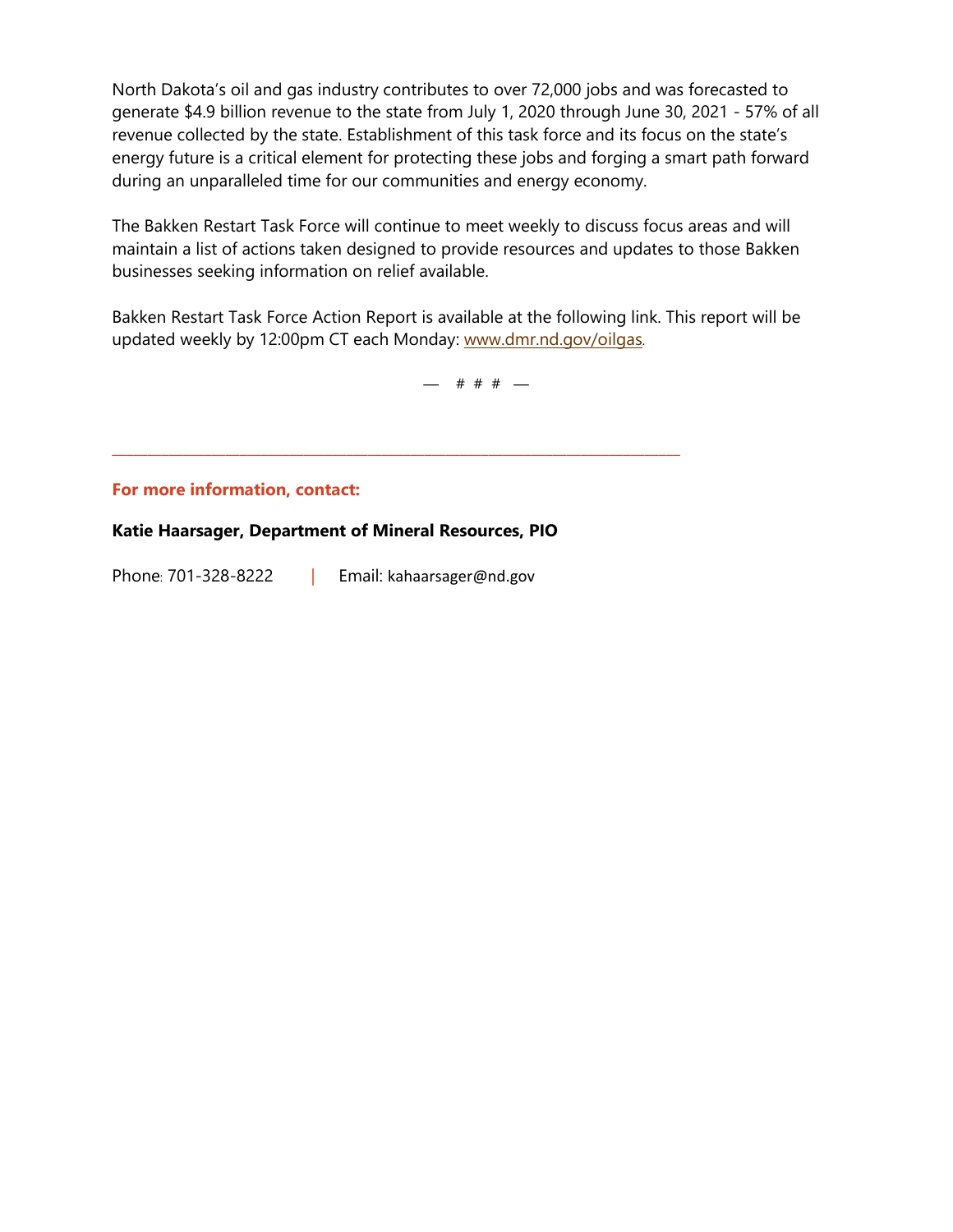North Dakota's oil and gas industry contributes to over 72,000 jobs and was forecasted to generate $4.9 billion revenue to the state from July 1, 2020 through June 30, 2021 - 57% of all revenue collected by the state. Establishment of this task force and its focus on the state's energy future is a critical element for protecting these jobs and forging a smart path forward during an unparalleled time for our communities and energy economy.

The Bakken Restart Task Force will continue to meet weekly to discuss focus areas and will maintain a list of actions taken designed to provide resources and updates to those Bakken businesses seeking information on relief available.

Bakken Restart Task Force Action Report is available at the following link. This report will be updated weekly by 12:00pm CT each Monday: [www.dmr.nd.gov/oilgas](www.dmr.nd.gov/oilgas).

— # # # —

---

**For more information, contact:**

**Katie Haarsager, Department of Mineral Resources, PIO**

Phone: 701-328-8222 | Email: kahaarsager@nd.gov